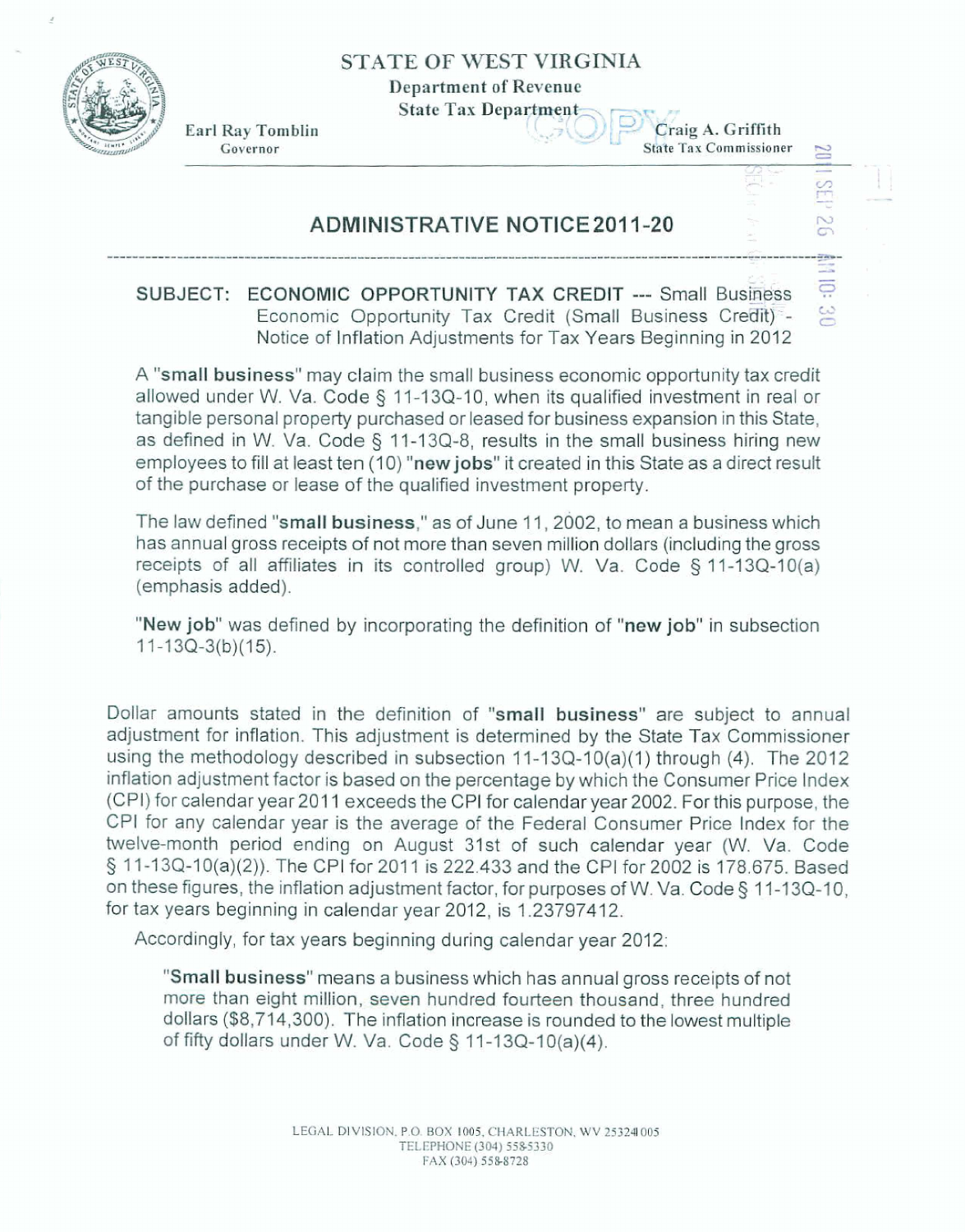STATE OF WEST VIRGINIA

Department of Revenue

State Tax Department

Earl Ray Tomblin
Governor

Craig A. Griffith
State Tax Commissioner

# ADMINISTRATIVE NOTICE 2011-20

**SUBJECT: ECONOMIC OPPORTUNITY TAX CREDIT --- Small Business Economic Opportunity Tax Credit (Small Business Credit) - Notice of Inflation Adjustments for Tax Years Beginning in 2012**

A "**small business**" may claim the small business economic opportunity tax credit allowed under W. Va. Code § 11-13Q-10, when its qualified investment in real or tangible personal property purchased or leased for business expansion in this State, as defined in W. Va. Code § 11-13Q-8, results in the small business hiring new employees to fill at least ten (10) "**new jobs**" it created in this State as a direct result of the purchase or lease of the qualified investment property.

The law defined "**small business**," as of June 11, 2002, to mean a business which has annual gross receipts of not more than seven million dollars (including the gross receipts of all affiliates in its controlled group) W. Va. Code § 11-13Q-10(a) (emphasis added).

"**New job**" was defined by incorporating the definition of "**new job**" in subsection 11-13Q-3(b)(15).

Dollar amounts stated in the definition of "**small business**" are subject to annual adjustment for inflation. This adjustment is determined by the State Tax Commissioner using the methodology described in subsection 11-13Q-10(a)(1) through (4). The 2012 inflation adjustment factor is based on the percentage by which the Consumer Price Index (CPI) for calendar year 2011 exceeds the CPI for calendar year 2002. For this purpose, the CPI for any calendar year is the average of the Federal Consumer Price Index for the twelve-month period ending on August 31st of such calendar year (W. Va. Code § 11-13Q-10(a)(2)). The CPI for 2011 is 222.433 and the CPI for 2002 is 178.675. Based on these figures, the inflation adjustment factor, for purposes of W. Va. Code § 11-13Q-10, for tax years beginning in calendar year 2012, is 1.23797412.

Accordingly, for tax years beginning during calendar year 2012:

"**Small business**" means a business which has annual gross receipts of not more than eight million, seven hundred fourteen thousand, three hundred dollars ($8,714,300). The inflation increase is rounded to the lowest multiple of fifty dollars under W. Va. Code § 11-13Q-10(a)(4).

LEGAL DIVISION, P.O. BOX 1005, CHARLESTON, WV 25324-1005
TELEPHONE (304) 558-5330
FAX (304) 558-8728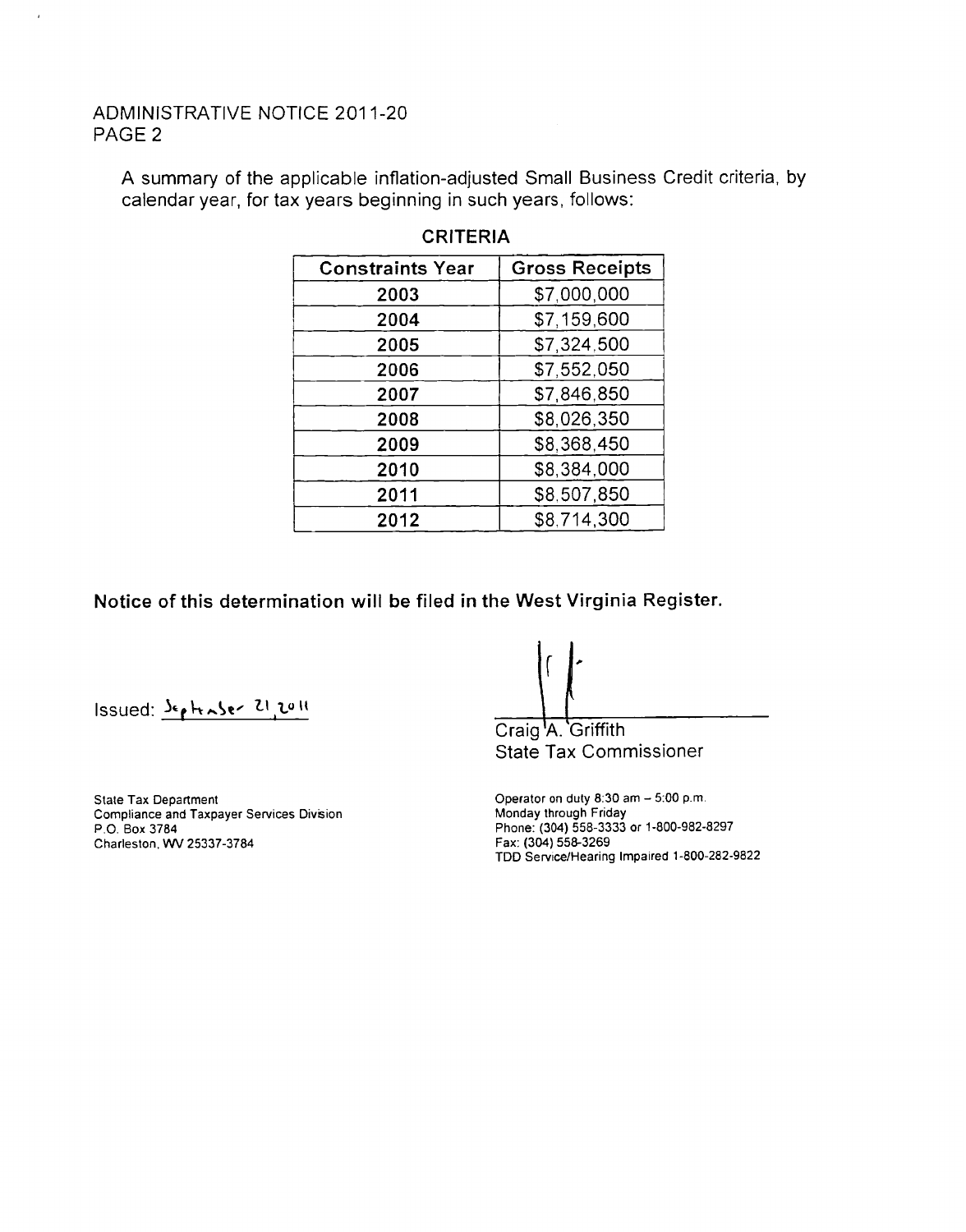ADMINISTRATIVE NOTICE 2011-20
PAGE 2

A summary of the applicable inflation-adjusted Small Business Credit criteria, by calendar year, for tax years beginning in such years, follows:

**CRITERIA**

| Constraints Year | Gross Receipts |
|---|---|
| 2003 | $7,000,000 |
| 2004 | $7,159,600 |
| 2005 | $7,324,500 |
| 2006 | $7,552,050 |
| 2007 | $7,846,850 |
| 2008 | $8,026,350 |
| 2009 | $8,368,450 |
| 2010 | $8,384,000 |
| 2011 | $8,507,850 |
| 2012 | $8,714,300 |

**Notice of this determination will be filed in the West Virginia Register.**

Issued: September 21, 2011

Craig A. Griffith
State Tax Commissioner

State Tax Department
Compliance and Taxpayer Services Division
P.O. Box 3784
Charleston, WV 25337-3784

Operator on duty 8:30 am – 5:00 p.m.
Monday through Friday
Phone: (304) 558-3333 or 1-800-982-8297
Fax: (304) 558-3269
TDD Service/Hearing Impaired 1-800-282-9822